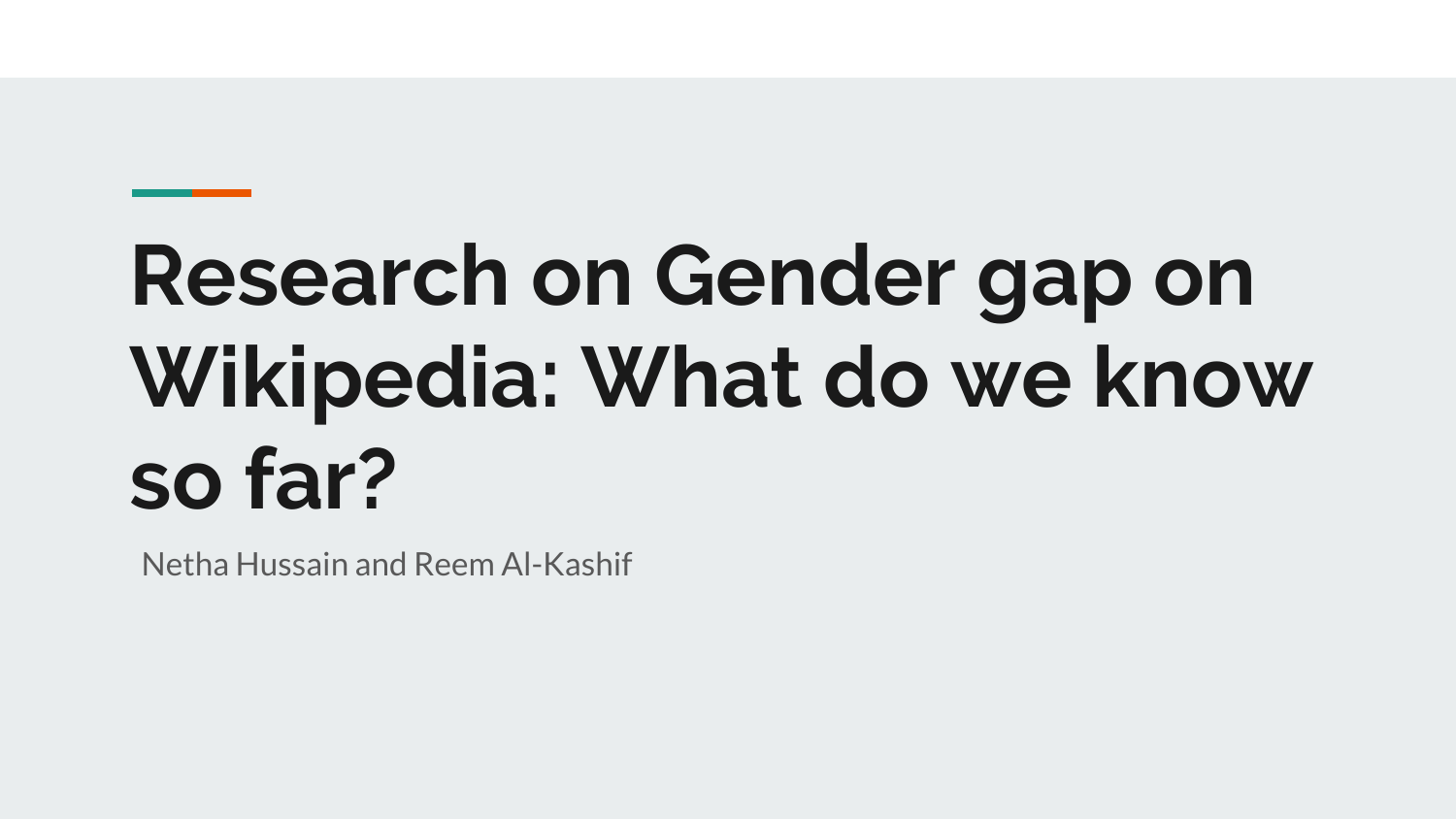# Research on Gender gap on Wikipedia: What do we know so far?

Netha Hussain and Reem Al-Kashif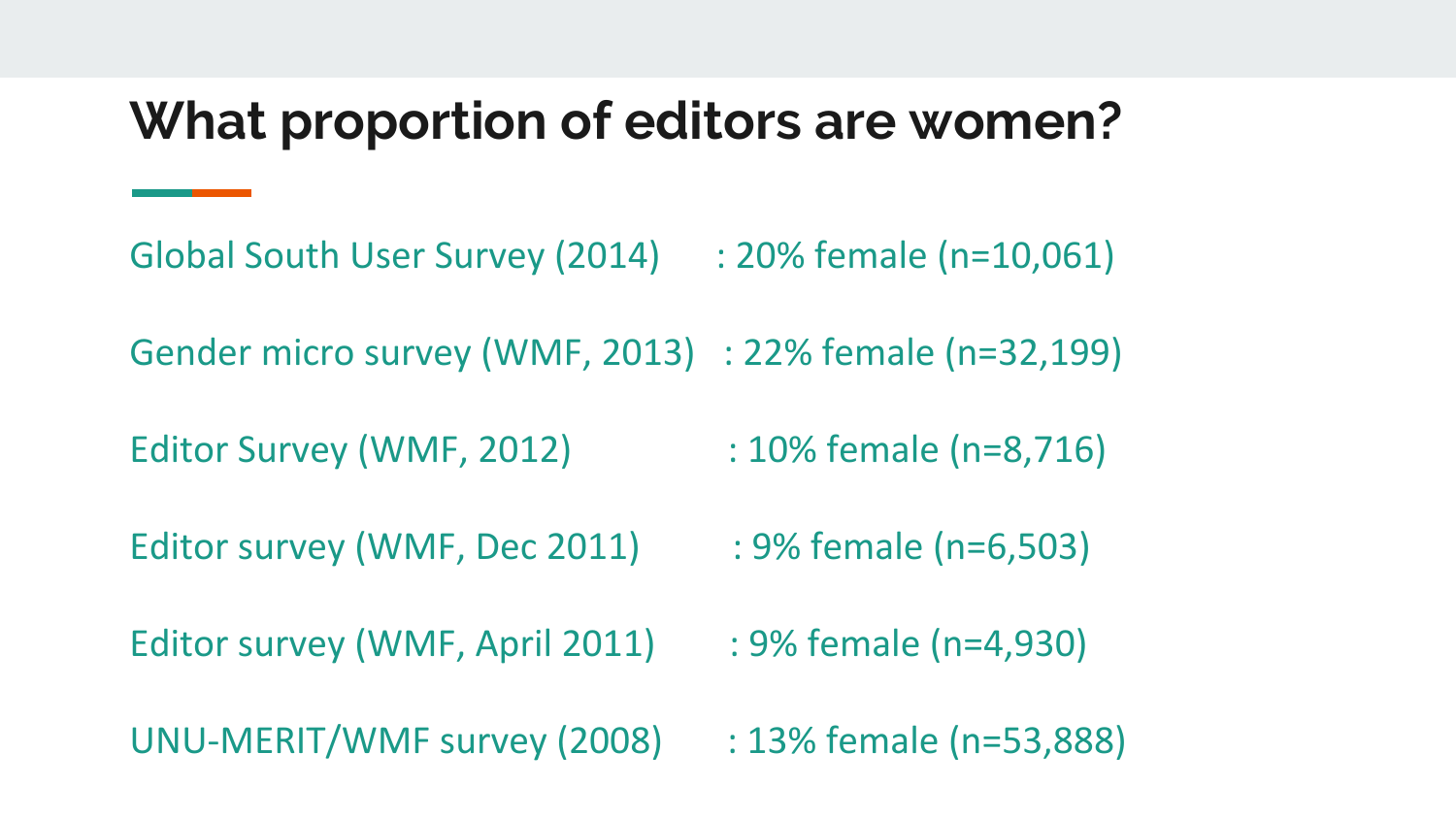# What proportion of editors are women?

Global South User Survey (2014) : 20% female (n=10,061)

Gender micro survey (WMF, 2013) : 22% female (n=32,199)

Editor Survey (WMF, 2012) : 10% female (n=8,716)

Editor survey (WMF, Dec 2011) : 9% female (n=6,503)

Editor survey (WMF, April 2011) : 9% female (n=4,930)

UNU-MERIT/WMF survey (2008) : 13% female (n=53,888)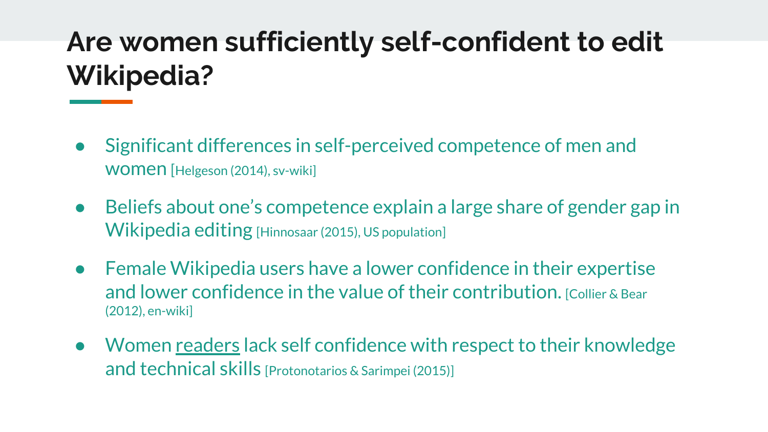# Are women sufficiently self-confident to edit Wikipedia?

- Significant differences in self-perceived competence of men and women [Helgeson (2014), sv-wiki]
- Beliefs about one's competence explain a large share of gender gap in Wikipedia editing [Hinnosaar (2015), US population]
- Female Wikipedia users have a lower confidence in their expertise and lower confidence in the value of their contribution. [Collier & Bear (2012), en-wiki]
- Women <u>readers</u> lack self confidence with respect to their knowledge and technical skills [Protonotarios & Sarimpei (2015)]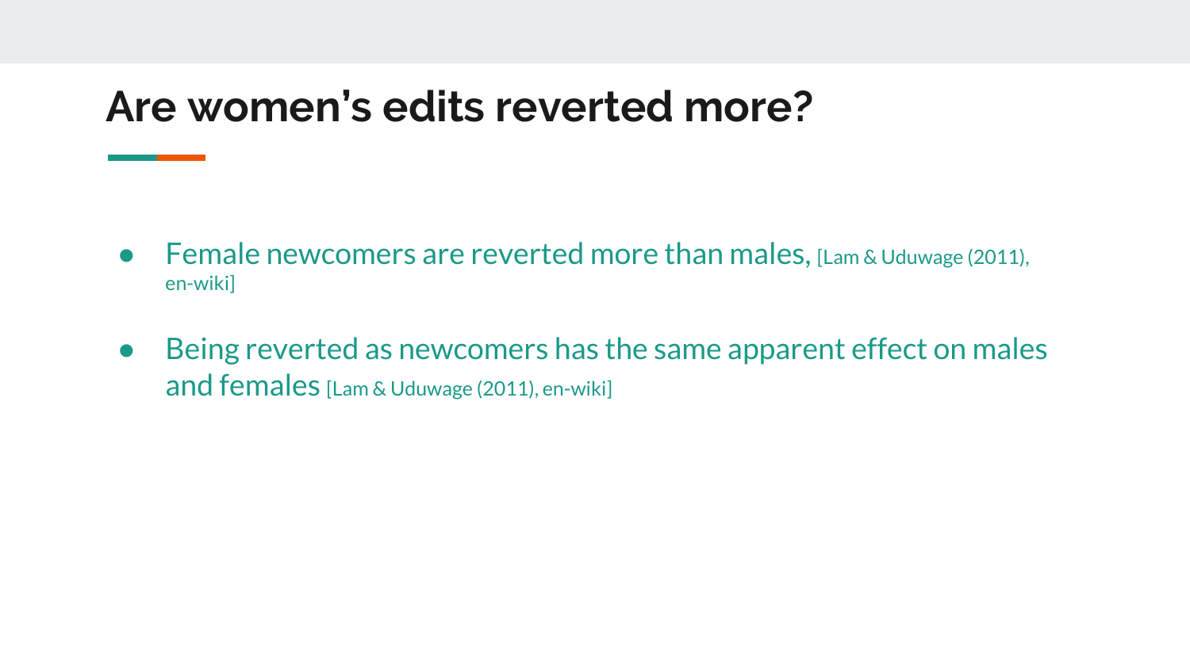# Are women's edits reverted more?

- Female newcomers are reverted more than males, [Lam & Uduwage (2011), en-wiki]
- Being reverted as newcomers has the same apparent effect on males and females [Lam & Uduwage (2011), en-wiki]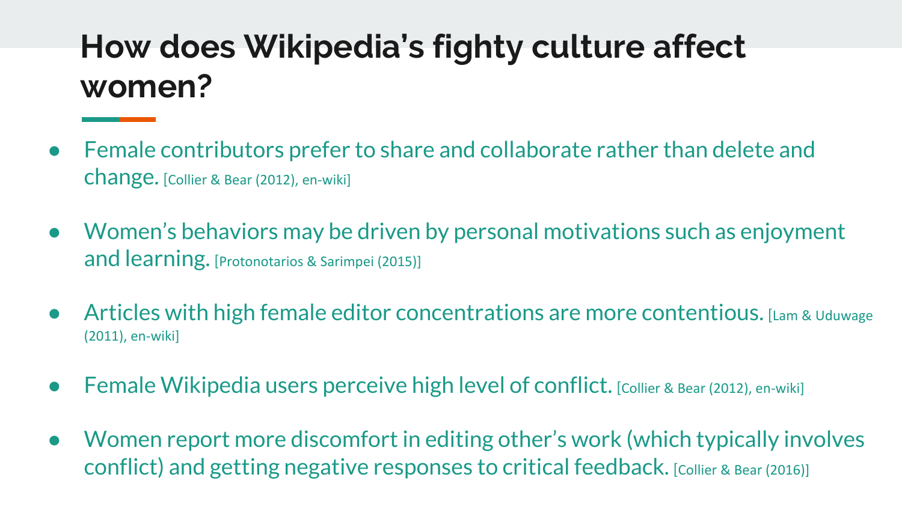# How does Wikipedia’s fighty culture affect women?

- Female contributors prefer to share and collaborate rather than delete and change. [Collier & Bear (2012), en-wiki]
- Women’s behaviors may be driven by personal motivations such as enjoyment and learning. [Protonotarios & Sarimpei (2015)]
- Articles with high female editor concentrations are more contentious. [Lam & Uduwage (2011), en-wiki]
- Female Wikipedia users perceive high level of conflict. [Collier & Bear (2012), en-wiki]
- Women report more discomfort in editing other’s work (which typically involves conflict) and getting negative responses to critical feedback. [Collier & Bear (2016)]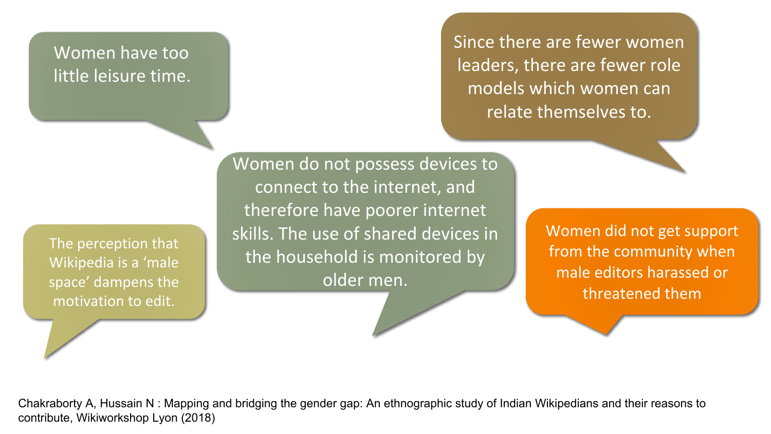Women have too little leisure time.

Since there are fewer women leaders, there are fewer role models which women can relate themselves to.

Women do not possess devices to connect to the internet, and therefore have poorer internet skills. The use of shared devices in the household is monitored by older men.

The perception that Wikipedia is a 'male space' dampens the motivation to edit.

Women did not get support from the community when male editors harassed or threatened them

Chakraborty A, Hussain N : Mapping and bridging the gender gap: An ethnographic study of Indian Wikipedians and their reasons to contribute, Wikiworkshop Lyon (2018)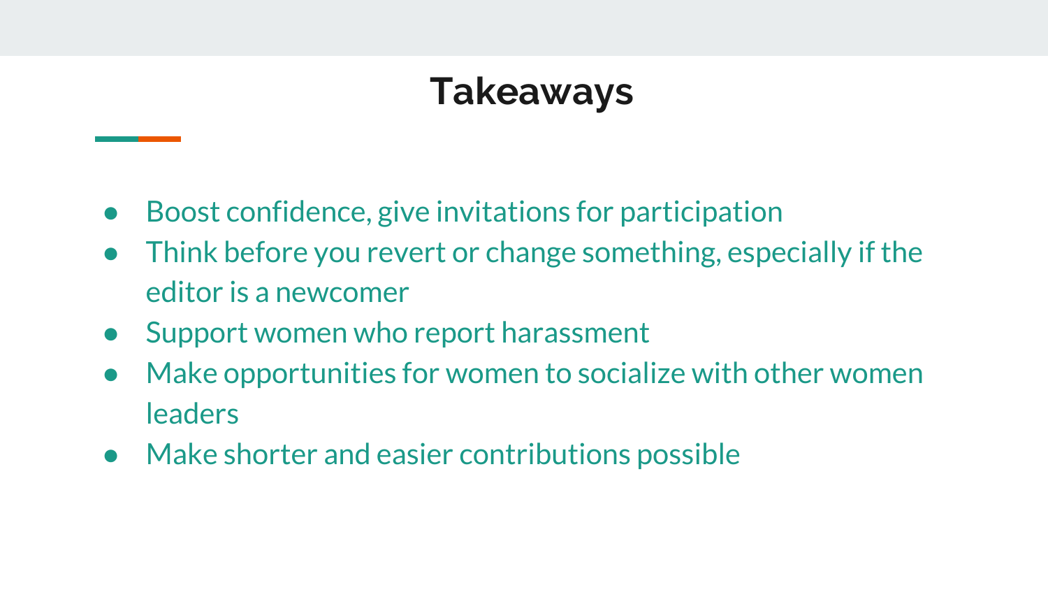# Takeaways

- Boost confidence, give invitations for participation
- Think before you revert or change something, especially if the editor is a newcomer
- Support women who report harassment
- Make opportunities for women to socialize with other women leaders
- Make shorter and easier contributions possible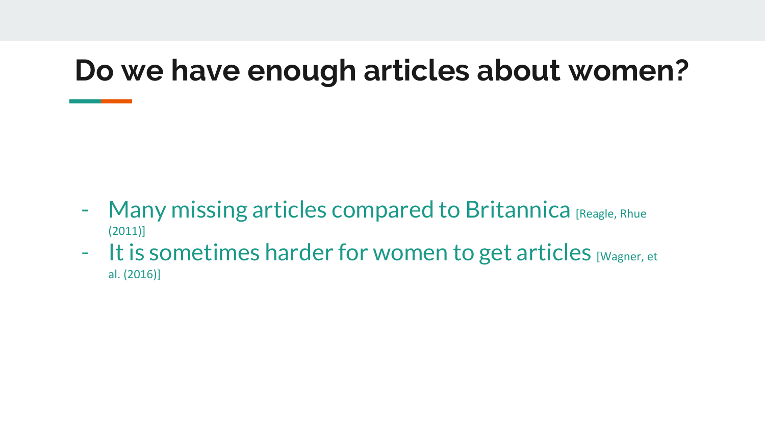# Do we have enough articles about women?

- Many missing articles compared to Britannica [Reagle, Rhue (2011)]
- It is sometimes harder for women to get articles [Wagner, et al. (2016)]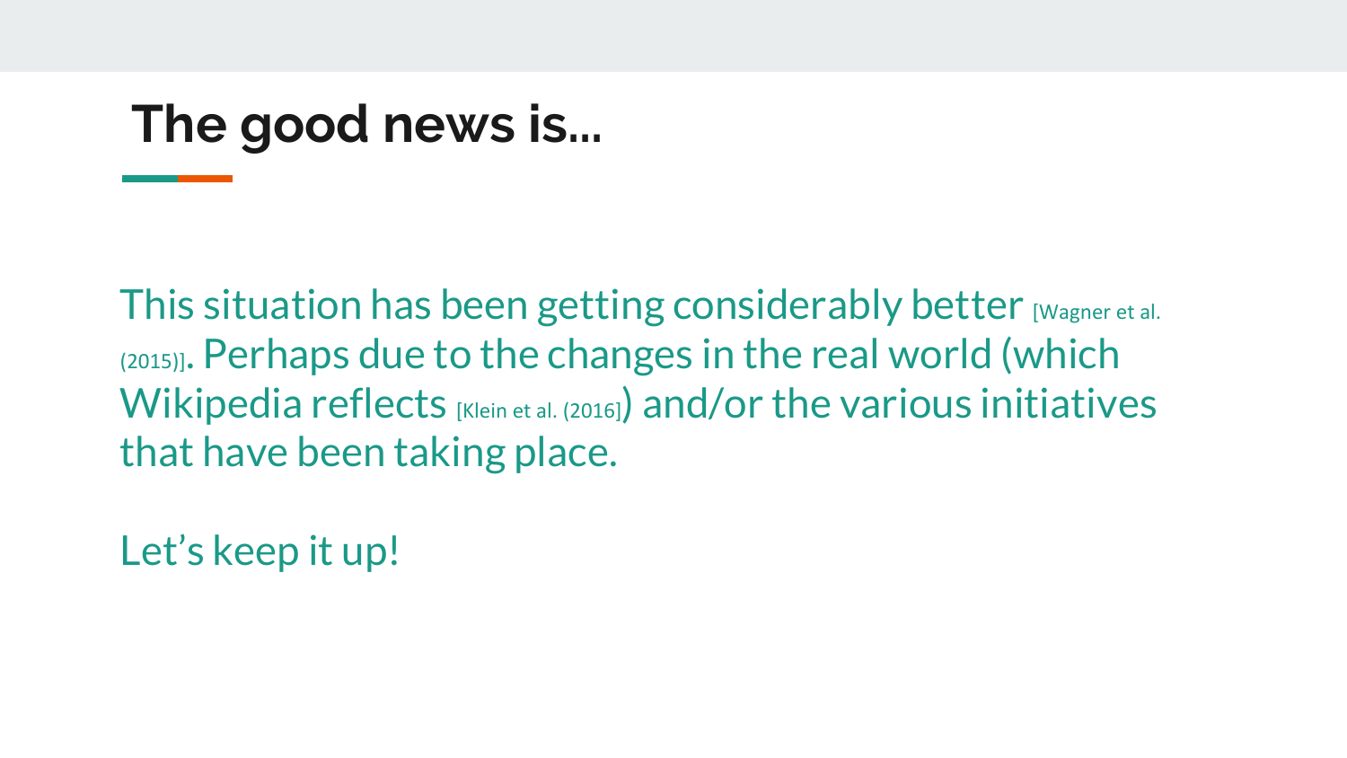# The good news is...

This situation has been getting considerably better [Wagner et al. (2015)]. Perhaps due to the changes in the real world (which Wikipedia reflects [Klein et al. (2016]) and/or the various initiatives that have been taking place.

Let's keep it up!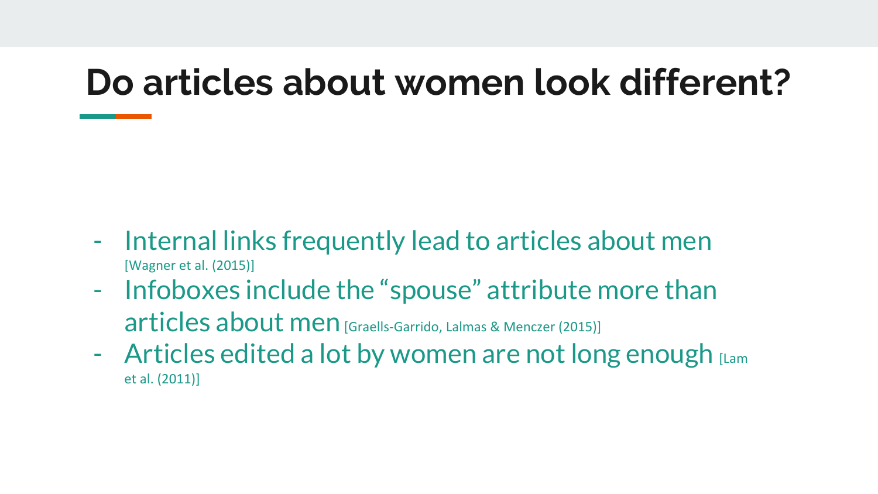# Do articles about women look different?

- Internal links frequently lead to articles about men [Wagner et al. (2015)]
- Infoboxes include the “spouse” attribute more than articles about men [Graells-Garrido, Lalmas & Menczer (2015)]
- Articles edited a lot by women are not long enough [Lam et al. (2011)]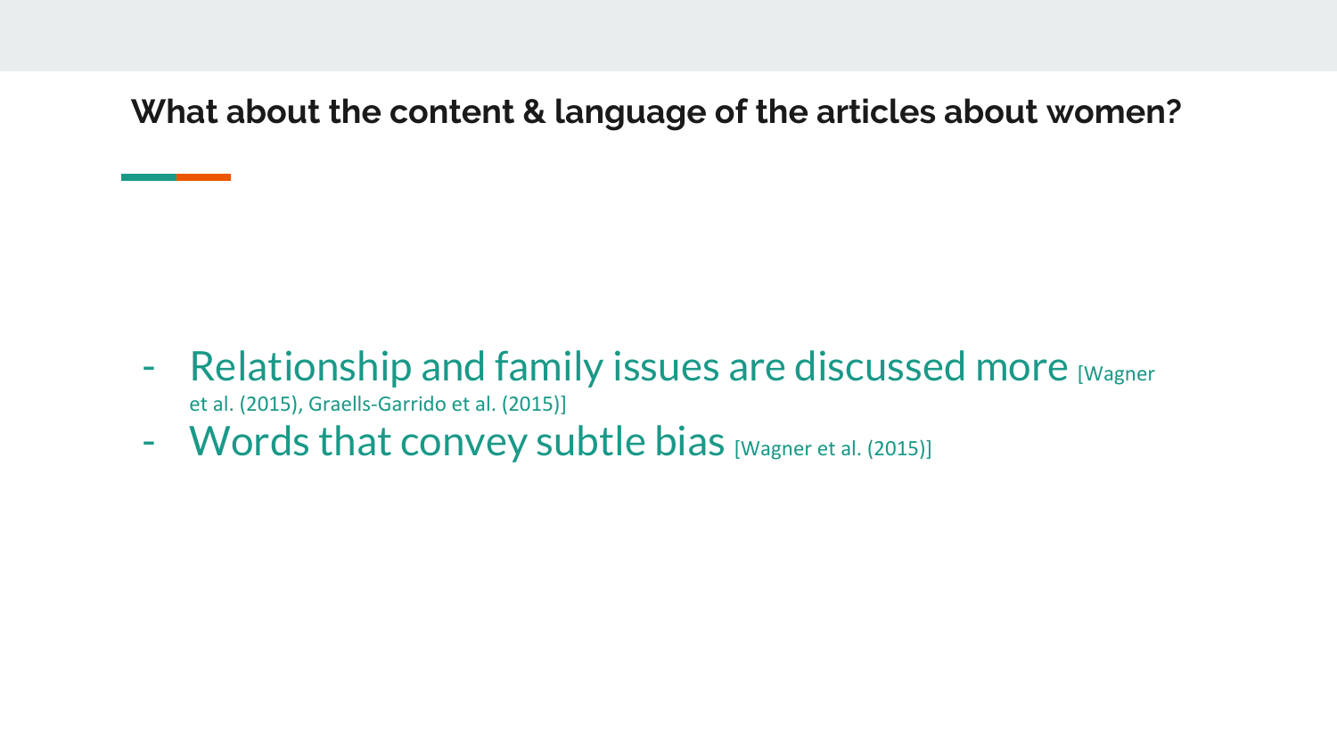## What about the content & language of the articles about women?

- Relationship and family issues are discussed more [Wagner et al. (2015), Graells-Garrido et al. (2015)]
- Words that convey subtle bias [Wagner et al. (2015)]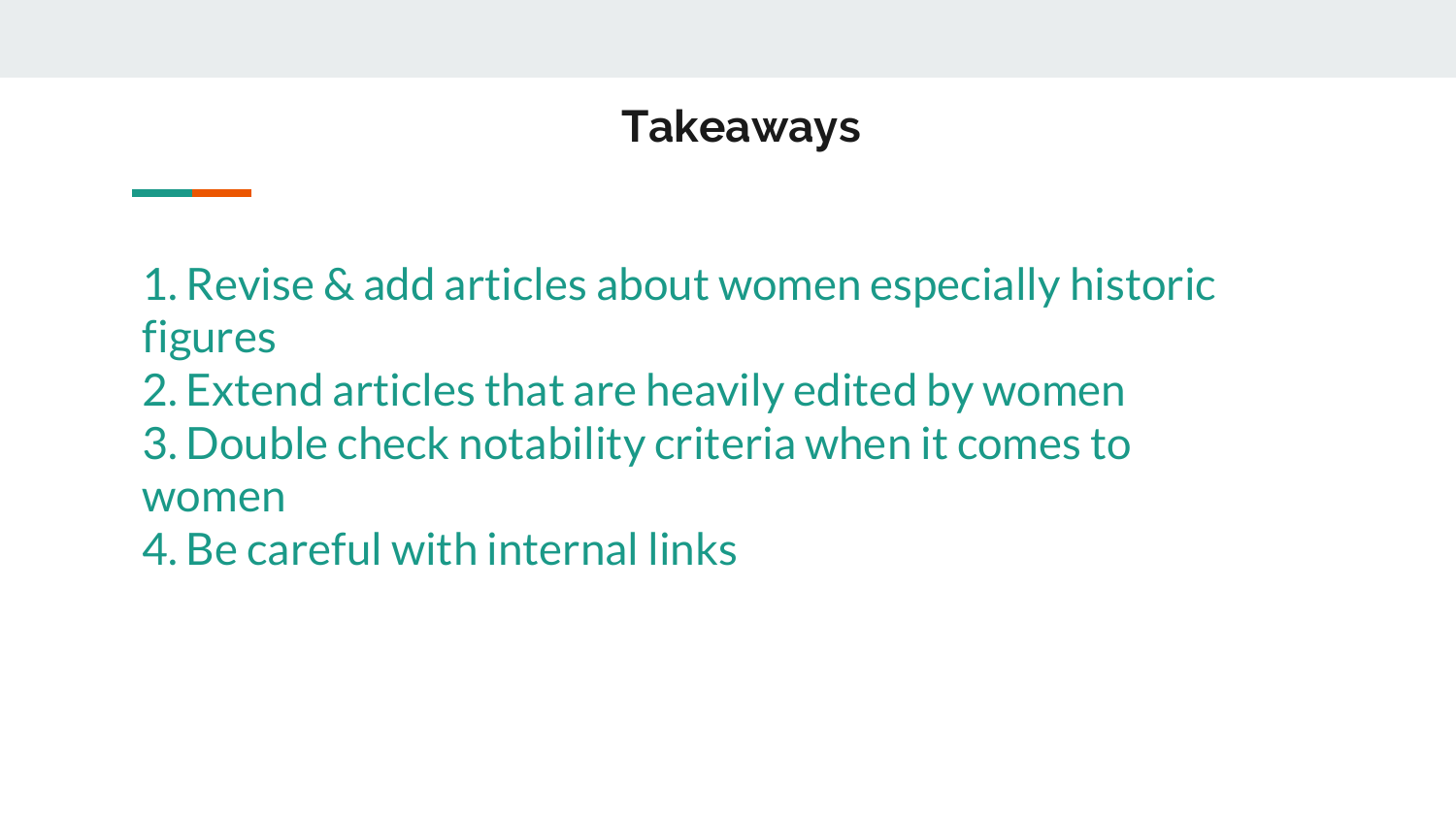# Takeaways

1. Revise & add articles about women especially historic figures
2. Extend articles that are heavily edited by women
3. Double check notability criteria when it comes to women
4. Be careful with internal links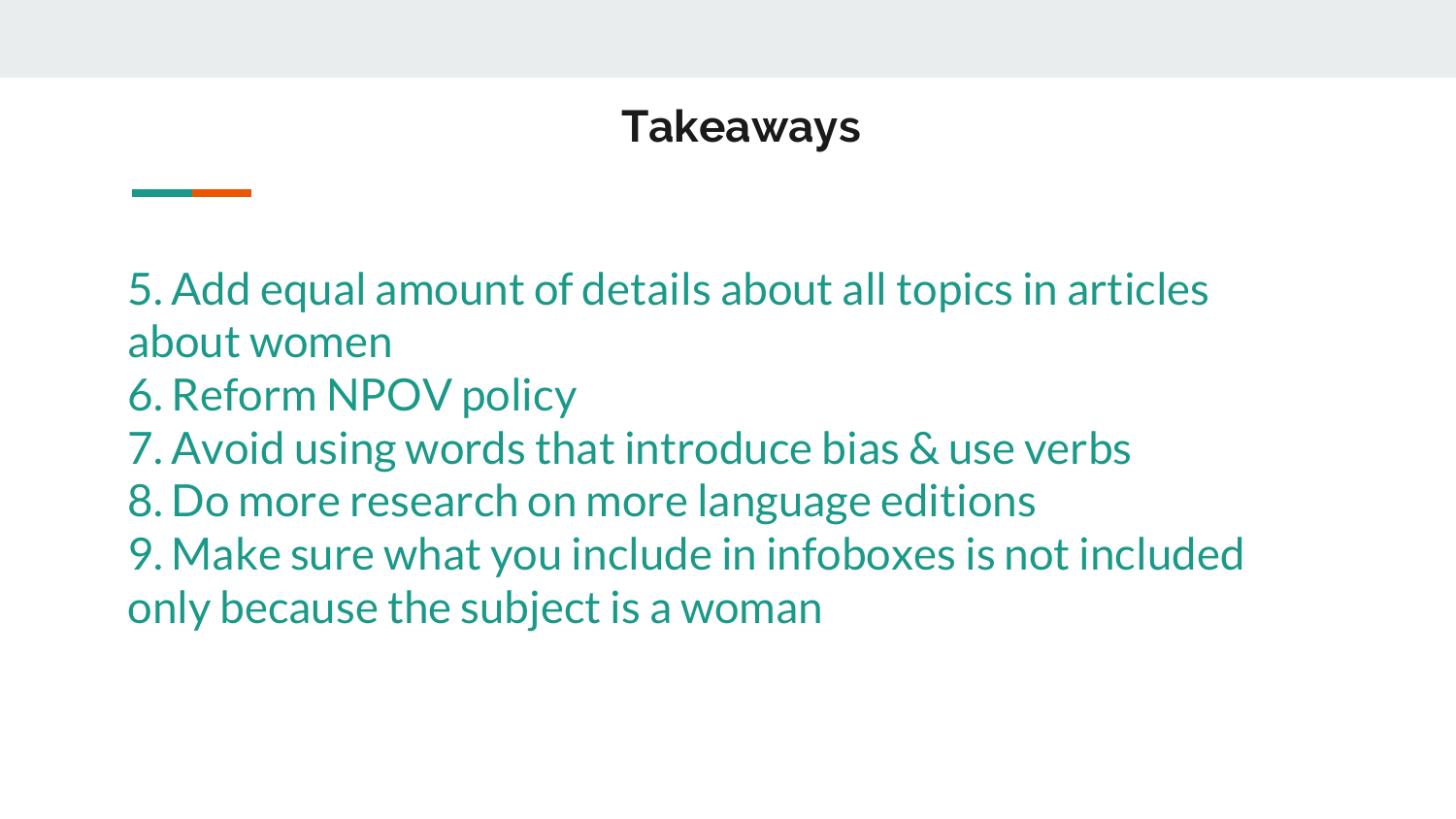# Takeaways

5. Add equal amount of details about all topics in articles about women
6. Reform NPOV policy
7. Avoid using words that introduce bias & use verbs
8. Do more research on more language editions
9. Make sure what you include in infoboxes is not included only because the subject is a woman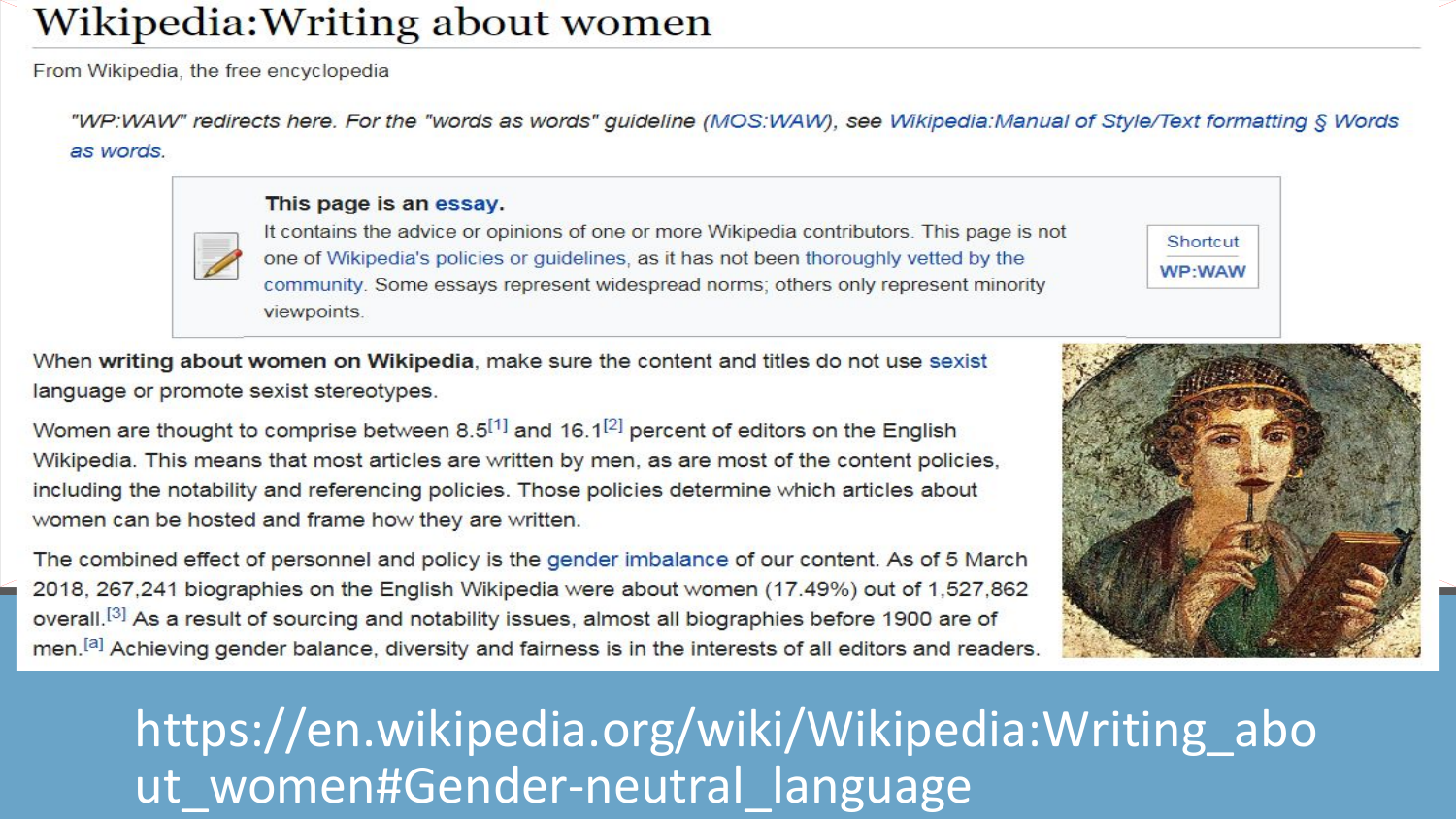# Wikipedia:Writing about women

From Wikipedia, the free encyclopedia

*"WP:WAW" redirects here. For the "words as words" guideline (MOS:WAW), see Wikipedia:Manual of Style/Text formatting § Words as words.*

**This page is an essay.**
It contains the advice or opinions of one or more Wikipedia contributors. This page is not one of Wikipedia's policies or guidelines, as it has not been thoroughly vetted by the community. Some essays represent widespread norms; others only represent minority viewpoints.

Shortcut
WP:WAW

When **writing about women on Wikipedia**, make sure the content and titles do not use sexist language or promote sexist stereotypes.

Women are thought to comprise between 8.5[1] and 16.1[2] percent of editors on the English Wikipedia. This means that most articles are written by men, as are most of the content policies, including the notability and referencing policies. Those policies determine which articles about women can be hosted and frame how they are written.

The combined effect of personnel and policy is the gender imbalance of our content. As of 5 March 2018, 267,241 biographies on the English Wikipedia were about women (17.49%) out of 1,527,862 overall.[3] As a result of sourcing and notability issues, almost all biographies before 1900 are of men.[a] Achieving gender balance, diversity and fairness is in the interests of all editors and readers.

https://en.wikipedia.org/wiki/Wikipedia:Writing_about_women#Gender-neutral_language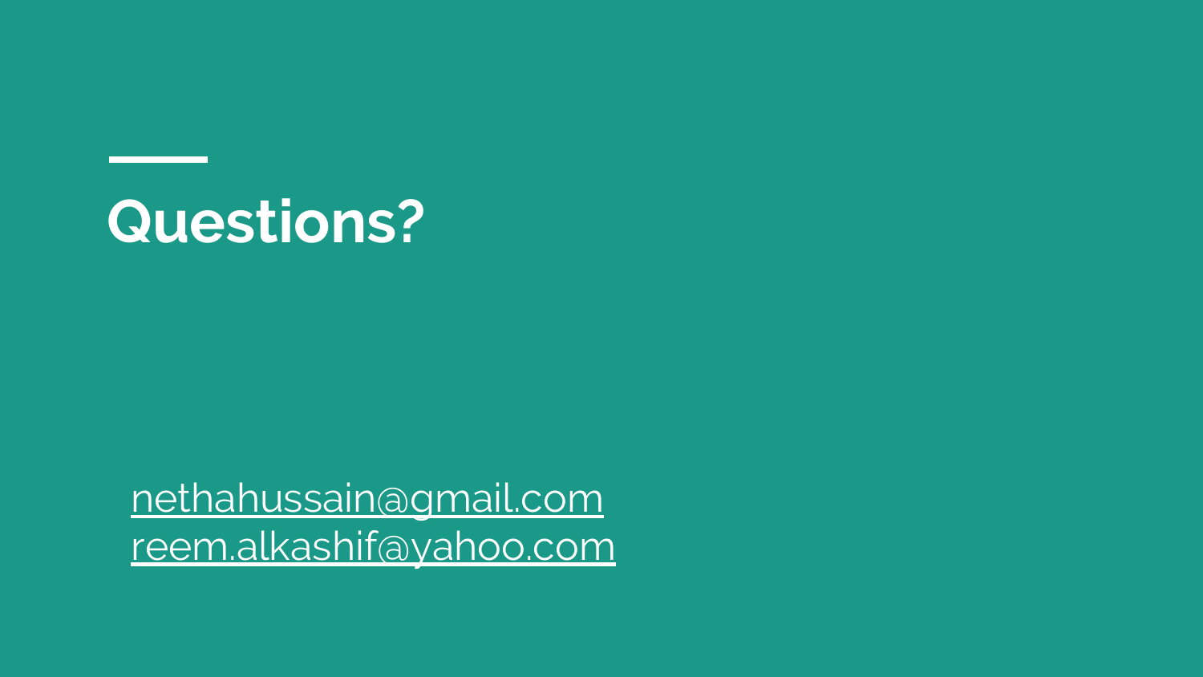# Questions?

nethahussain@gmail.com
reem.alkashif@yahoo.com